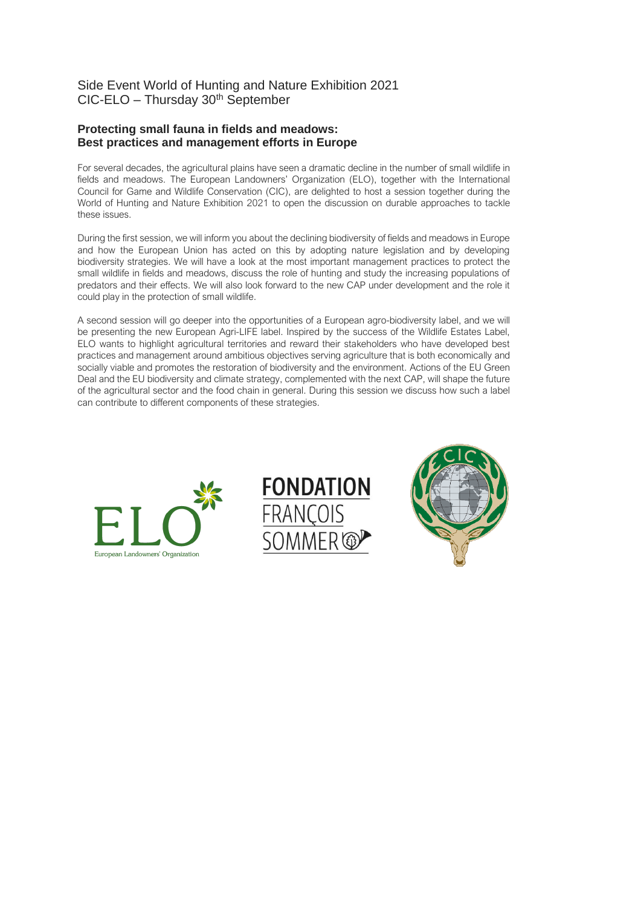Side Event World of Hunting and Nature Exhibition 2021
CIC-ELO – Thursday 30th September

## Protecting small fauna in fields and meadows: Best practices and management efforts in Europe

For several decades, the agricultural plains have seen a dramatic decline in the number of small wildlife in fields and meadows. The European Landowners' Organization (ELO), together with the International Council for Game and Wildlife Conservation (CIC), are delighted to host a session together during the World of Hunting and Nature Exhibition 2021 to open the discussion on durable approaches to tackle these issues.

During the first session, we will inform you about the declining biodiversity of fields and meadows in Europe and how the European Union has acted on this by adopting nature legislation and by developing biodiversity strategies. We will have a look at the most important management practices to protect the small wildlife in fields and meadows, discuss the role of hunting and study the increasing populations of predators and their effects. We will also look forward to the new CAP under development and the role it could play in the protection of small wildlife.

A second session will go deeper into the opportunities of a European agro-biodiversity label, and we will be presenting the new European Agri-LIFE label. Inspired by the success of the Wildlife Estates Label, ELO wants to highlight agricultural territories and reward their stakeholders who have developed best practices and management around ambitious objectives serving agriculture that is both economically and socially viable and promotes the restoration of biodiversity and the environment. Actions of the EU Green Deal and the EU biodiversity and climate strategy, complemented with the next CAP, will shape the future of the agricultural sector and the food chain in general. During this session we discuss how such a label can contribute to different components of these strategies.

ELO European Landowners' Organization

FONDATION FRANÇOIS SOMMER

CIC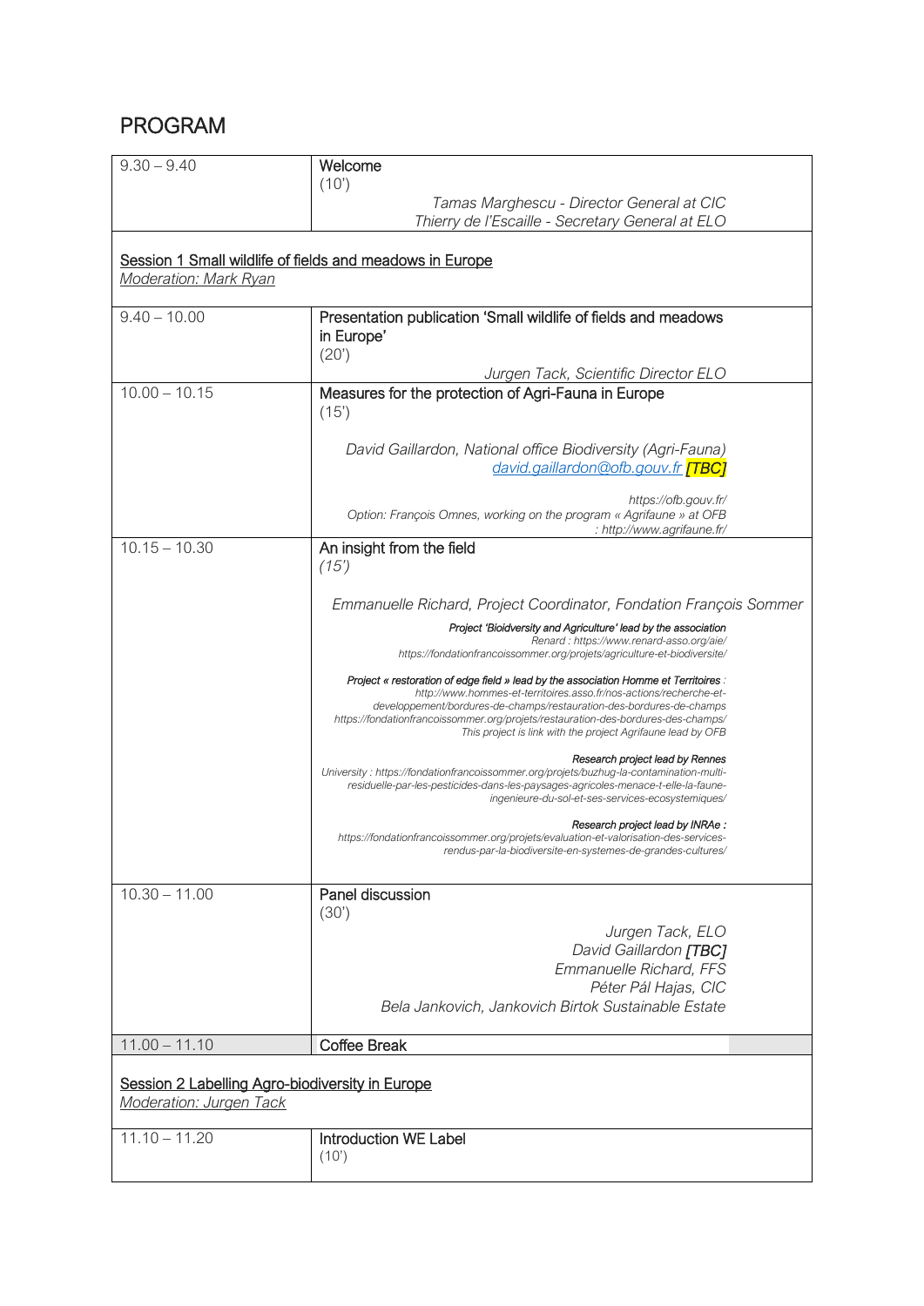## PROGRAM

| | |
|---|---|
| 9.30 – 9.40 | Welcome<br>(10')<br>*Tamas Marghescu - Director General at CIC*<br>*Thierry de l'Escaille - Secretary General at ELO* |
| <u>Session 1 Small wildlife of fields and meadows in Europe</u><br>*<u>Moderation: Mark Ryan</u>* | |
| 9.40 – 10.00 | Presentation publication 'Small wildlife of fields and meadows in Europe'<br>(20')<br>*Jurgen Tack, Scientific Director ELO* |
| 10.00 – 10.15 | Measures for the protection of Agri-Fauna in Europe<br>(15')<br>*David Gaillardon, National office Biodiversity (Agri-Fauna)*<br>*david.gaillardon@ofb.gouv.fr* ***[TBC]***<br>*https://ofb.gouv.fr/*<br>*Option: François Omnes, working on the program « Agrifaune » at OFB : http://www.agrifaune.fr/* |
| 10.15 – 10.30 | An insight from the field<br>*(15')*<br>*Emmanuelle Richard, Project Coordinator, Fondation François Sommer*<br>*Project 'Bioidversity and Agriculture' lead by the association Renard : https://www.renard-asso.org/aie/*<br>*https://fondationfrancoissommer.org/projets/agriculture-et-biodiversite/*<br>*Project « restoration of edge field » lead by the association Homme et Territoires : http://www.hommes-et-territoires.asso.fr/nos-actions/recherche-et-developpement/bordures-de-champs/restauration-des-bordures-de-champs*<br>*https://fondationfrancoissommer.org/projets/restauration-des-bordures-des-champs/*<br>*This project is link with the project Agrifaune lead by OFB*<br>*Research project lead by Rennes University : https://fondationfrancoissommer.org/projets/buzhug-la-contamination-multi-residuelle-par-les-pesticides-dans-les-paysages-agricoles-menace-t-elle-la-faune-ingenieure-du-sol-et-ses-services-ecosystemiques/*<br>*Research project lead by INRAe : https://fondationfrancoissommer.org/projets/evaluation-et-valorisation-des-services-rendus-par-la-biodiversite-en-systemes-de-grandes-cultures/* |
| 10.30 – 11.00 | Panel discussion<br>(30')<br>*Jurgen Tack, ELO*<br>*David Gaillardon* ***[TBC]***<br>*Emmanuelle Richard, FFS*<br>*Péter Pál Hajas, CIC*<br>*Bela Jankovich, Jankovich Birtok Sustainable Estate* |
| 11.00 – 11.10 | Coffee Break |
| <u>Session 2 Labelling Agro-biodiversity in Europe</u><br>*<u>Moderation: Jurgen Tack</u>* | |
| 11.10 – 11.20 | Introduction WE Label<br>(10') |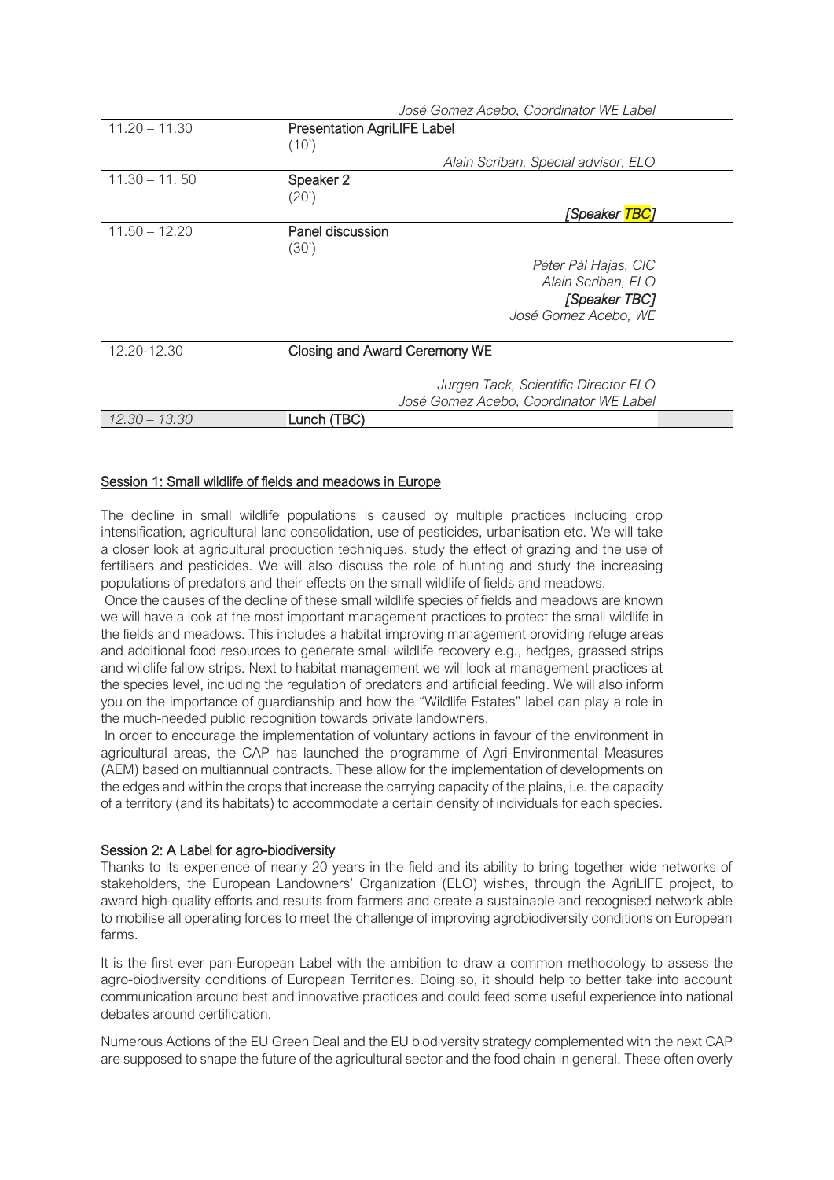| | |
|---|---|
| | *José Gomez Acebo, Coordinator WE Label* |
| 11.20 – 11.30 | Presentation AgriLIFE Label<br>(10')<br>*Alain Scriban, Special advisor, ELO* |
| 11.30 – 11. 50 | Speaker 2<br>(20')<br>*[Speaker TBC]* |
| 11.50 – 12.20 | Panel discussion<br>(30')<br>*Péter Pál Hajas, CIC*<br>*Alain Scriban, ELO*<br>*[Speaker TBC]*<br>*José Gomez Acebo, WE* |
| 12.20-12.30 | Closing and Award Ceremony WE<br><br>*Jurgen Tack, Scientific Director ELO*<br>*José Gomez Acebo, Coordinator WE Label* |
| *12.30 – 13.30* | Lunch (TBC) |

## Session 1: Small wildlife of fields and meadows in Europe

The decline in small wildlife populations is caused by multiple practices including crop intensification, agricultural land consolidation, use of pesticides, urbanisation etc. We will take a closer look at agricultural production techniques, study the effect of grazing and the use of fertilisers and pesticides. We will also discuss the role of hunting and study the increasing populations of predators and their effects on the small wildlife of fields and meadows.

Once the causes of the decline of these small wildlife species of fields and meadows are known we will have a look at the most important management practices to protect the small wildlife in the fields and meadows. This includes a habitat improving management providing refuge areas and additional food resources to generate small wildlife recovery e.g., hedges, grassed strips and wildlife fallow strips. Next to habitat management we will look at management practices at the species level, including the regulation of predators and artificial feeding. We will also inform you on the importance of guardianship and how the "Wildlife Estates" label can play a role in the much-needed public recognition towards private landowners.

In order to encourage the implementation of voluntary actions in favour of the environment in agricultural areas, the CAP has launched the programme of Agri-Environmental Measures (AEM) based on multiannual contracts. These allow for the implementation of developments on the edges and within the crops that increase the carrying capacity of the plains, i.e. the capacity of a territory (and its habitats) to accommodate a certain density of individuals for each species.

## Session 2: A Label for agro-biodiversity

Thanks to its experience of nearly 20 years in the field and its ability to bring together wide networks of stakeholders, the European Landowners' Organization (ELO) wishes, through the AgriLIFE project, to award high-quality efforts and results from farmers and create a sustainable and recognised network able to mobilise all operating forces to meet the challenge of improving agrobiodiversity conditions on European farms.

It is the first-ever pan-European Label with the ambition to draw a common methodology to assess the agro-biodiversity conditions of European Territories. Doing so, it should help to better take into account communication around best and innovative practices and could feed some useful experience into national debates around certification.

Numerous Actions of the EU Green Deal and the EU biodiversity strategy complemented with the next CAP are supposed to shape the future of the agricultural sector and the food chain in general. These often overly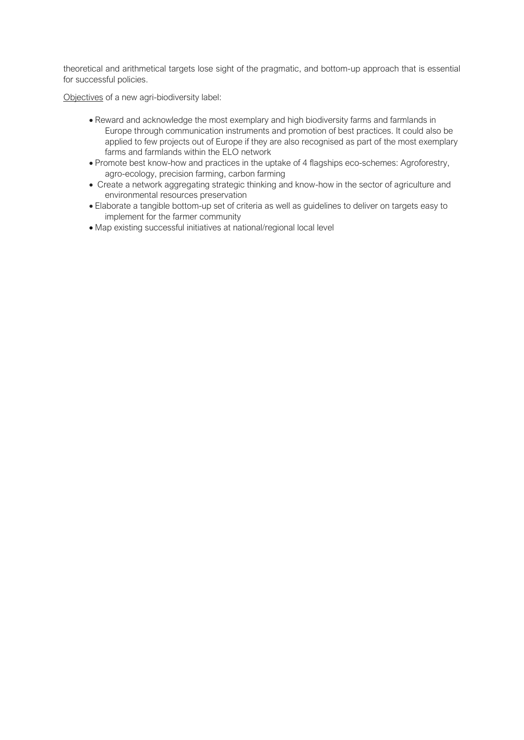theoretical and arithmetical targets lose sight of the pragmatic, and bottom-up approach that is essential for successful policies.

Objectives of a new agri-biodiversity label:

- Reward and acknowledge the most exemplary and high biodiversity farms and farmlands in Europe through communication instruments and promotion of best practices. It could also be applied to few projects out of Europe if they are also recognised as part of the most exemplary farms and farmlands within the ELO network
- Promote best know-how and practices in the uptake of 4 flagships eco-schemes: Agroforestry, agro-ecology, precision farming, carbon farming
- Create a network aggregating strategic thinking and know-how in the sector of agriculture and environmental resources preservation
- Elaborate a tangible bottom-up set of criteria as well as guidelines to deliver on targets easy to implement for the farmer community
- Map existing successful initiatives at national/regional local level